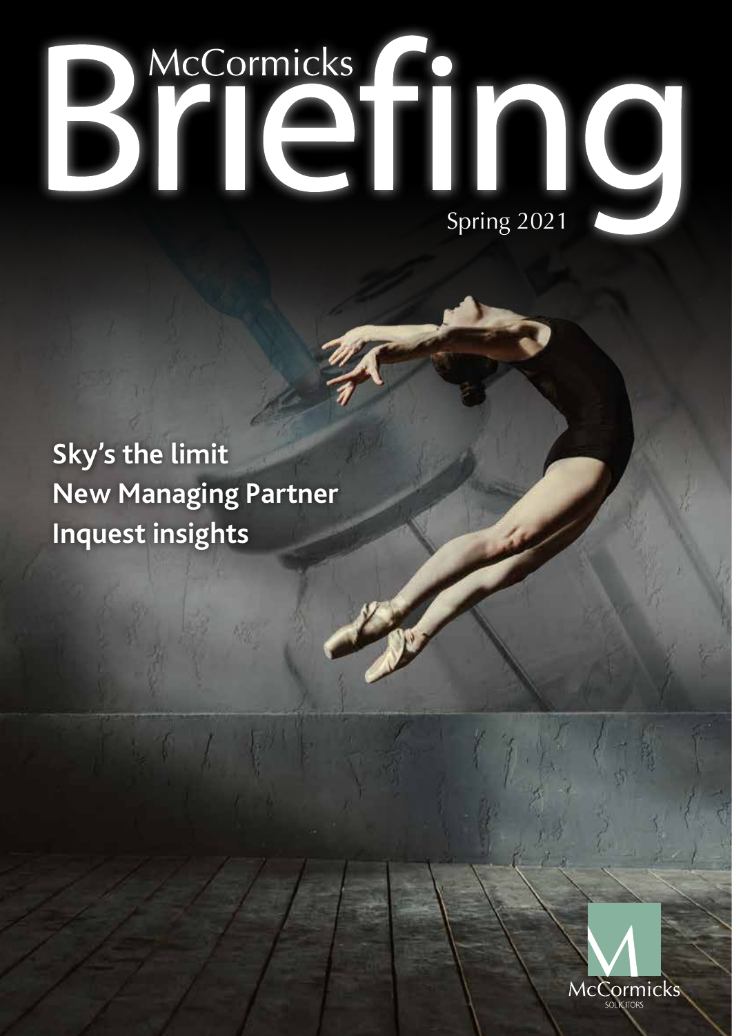# McCormicks Briefing

Spring 2021

**Sky's the limit**
**New Managing Partner**
**Inquest insights**

McCormicks
SOLICITORS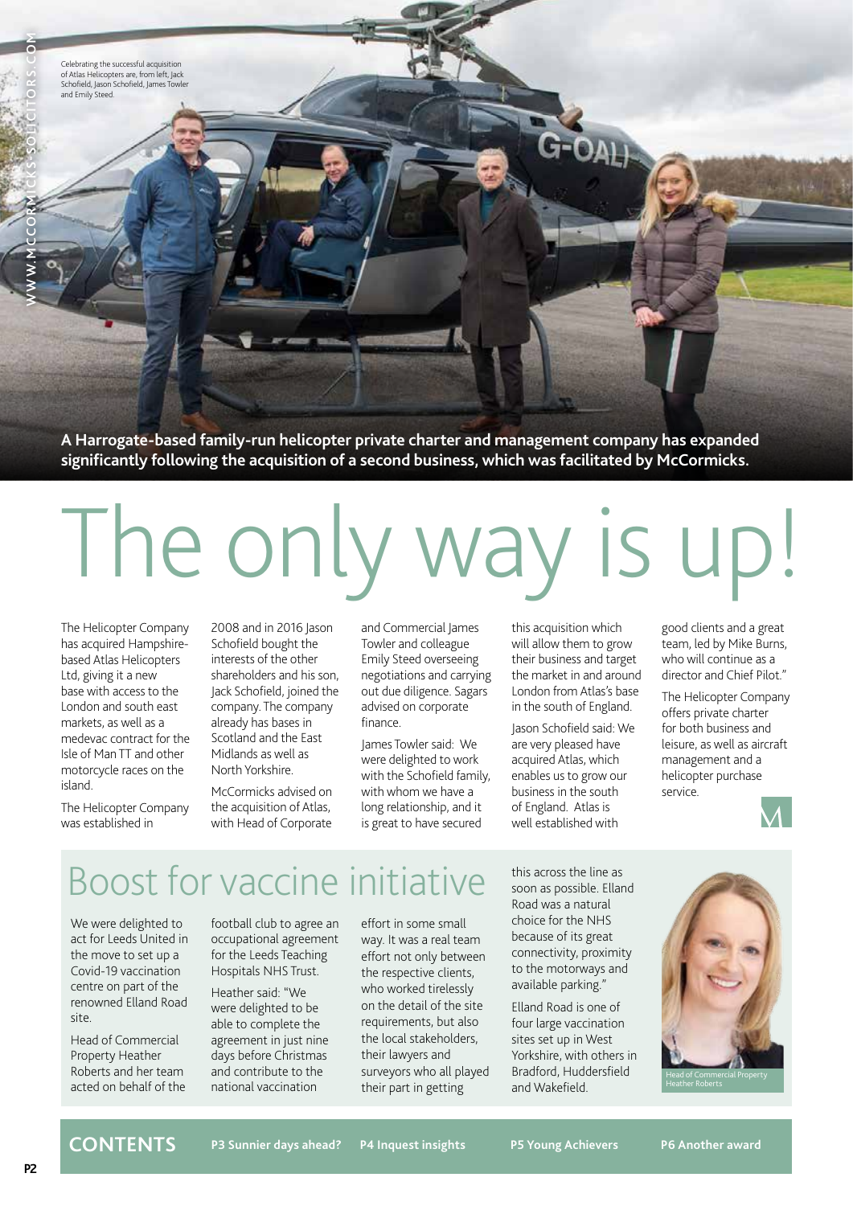Celebrating the successful acquisition of Atlas Helicopters are, from left, Jack Schofield, Jason Schofield, James Towler and Emily Steed.

**A Harrogate-based family-run helicopter private charter and management company has expanded significantly following the acquisition of a second business, which was facilitated by McCormicks.**

# The only way is up!

The Helicopter Company has acquired Hampshire-based Atlas Helicopters Ltd, giving it a new base with access to the London and south east markets, as well as a medevac contract for the Isle of Man TT and other motorcycle races on the island.

The Helicopter Company was established in 2008 and in 2016 Jason Schofield bought the interests of the other shareholders and his son, Jack Schofield, joined the company. The company already has bases in Scotland and the East Midlands as well as North Yorkshire.

McCormicks advised on the acquisition of Atlas, with Head of Corporate and Commercial James Towler and colleague Emily Steed overseeing negotiations and carrying out due diligence. Sagars advised on corporate finance.

James Towler said: We were delighted to work with the Schofield family, with whom we have a long relationship, and it is great to have secured this acquisition which will allow them to grow their business and target the market in and around London from Atlas's base in the south of England.

Jason Schofield said: We are very pleased have acquired Atlas, which enables us to grow our business in the south of England. Atlas is well established with good clients and a great team, led by Mike Burns, who will continue as a director and Chief Pilot."

The Helicopter Company offers private charter for both business and leisure, as well as aircraft management and a helicopter purchase service.

# Boost for vaccine initiative

We were delighted to act for Leeds United in the move to set up a Covid-19 vaccination centre on part of the renowned Elland Road site.

Head of Commercial Property Heather Roberts and her team acted on behalf of the football club to agree an occupational agreement for the Leeds Teaching Hospitals NHS Trust.

Heather said: "We were delighted to be able to complete the agreement in just nine days before Christmas and contribute to the national vaccination effort in some small way. It was a real team effort not only between the respective clients, who worked tirelessly on the detail of the site requirements, but also the local stakeholders, their lawyers and surveyors who all played their part in getting this across the line as soon as possible. Elland Road was a natural choice for the NHS because of its great connectivity, proximity to the motorways and available parking."

Elland Road is one of four large vaccination sites set up in West Yorkshire, with others in Bradford, Huddersfield and Wakefield.

Head of Commercial Property Heather Roberts

## CONTENTS

**P3 Sunnier days ahead?** **P4 Inquest insights** **P5 Young Achievers** **P6 Another award**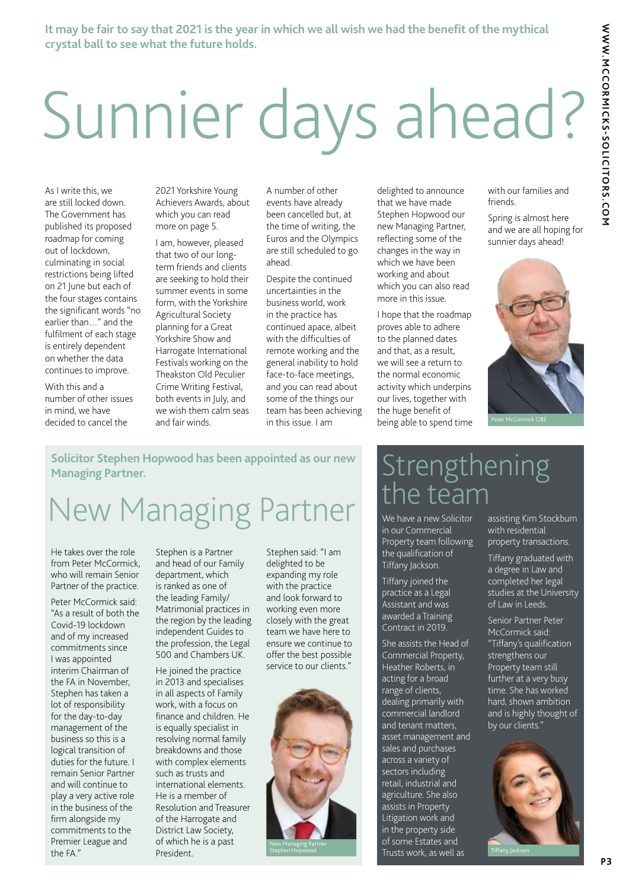**It may be fair to say that 2021 is the year in which we all wish we had the benefit of the mythical crystal ball to see what the future holds.**

# Sunnier days ahead?

As I write this, we are still locked down. The Government has published its proposed roadmap for coming out of lockdown, culminating in social restrictions being lifted on 21 June but each of the four stages contains the significant words "no earlier than…" and the fulfilment of each stage is entirely dependent on whether the data continues to improve.

With this and a number of other issues in mind, we have decided to cancel the 2021 Yorkshire Young Achievers Awards, about which you can read more on page 5.

I am, however, pleased that two of our long-term friends and clients are seeking to hold their summer events in some form, with the Yorkshire Agricultural Society planning for a Great Yorkshire Show and Harrogate International Festivals working on the Theakston Old Peculier Crime Writing Festival, both events in July, and we wish them calm seas and fair winds.

A number of other events have already been cancelled but, at the time of writing, the Euros and the Olympics are still scheduled to go ahead.

Despite the continued uncertainties in the business world, work in the practice has continued apace, albeit with the difficulties of remote working and the general inability to hold face-to-face meetings, and you can read about some of the things our team has been achieving in this issue. I am delighted to announce that we have made Stephen Hopwood our new Managing Partner, reflecting some of the changes in the way in which we have been working and about which you can also read more in this issue.

I hope that the roadmap proves able to adhere to the planned dates and that, as a result, we will see a return to the normal economic activity which underpins our lives, together with the huge benefit of being able to spend time with our families and friends.

Spring is almost here and we are all hoping for sunnier days ahead!

Peter McCormick OBE

**Solicitor Stephen Hopwood has been appointed as our new Managing Partner.**

# New Managing Partner

He takes over the role from Peter McCormick, who will remain Senior Partner of the practice.

Peter McCormick said: "As a result of both the Covid-19 lockdown and of my increased commitments since I was appointed interim Chairman of the FA in November, Stephen has taken a lot of responsibility for the day-to-day management of the business so this is a logical transition of duties for the future. I remain Senior Partner and will continue to play a very active role in the business of the firm alongside my commitments to the Premier League and the FA."

Stephen is a Partner and head of our Family department, which is ranked as one of the leading Family/Matrimonial practices in the region by the leading independent Guides to the profession, the Legal 500 and Chambers UK.

He joined the practice in 2013 and specialises in all aspects of Family work, with a focus on finance and children. He is equally specialist in resolving normal family breakdowns and those with complex elements such as trusts and international elements. He is a member of Resolution and Treasurer of the Harrogate and District Law Society, of which he is a past President.

Stephen said: "I am delighted to be expanding my role with the practice and look forward to working even more closely with the great team we have here to ensure we continue to offer the best possible service to our clients."

New Managing Partner Stephen Hopwood

# Strengthening the team

We have a new Solicitor in our Commercial Property team following the qualification of Tiffany Jackson.

Tiffany joined the practice as a Legal Assistant and was awarded a Training Contract in 2019.

She assists the Head of Commercial Property, Heather Roberts, in acting for a broad range of clients, dealing primarily with commercial landlord and tenant matters, asset management and sales and purchases across a variety of sectors including retail, industrial and agriculture. She also assists in Property Litigation work and in the property side of some Estates and Trusts work, as well as assisting Kim Stockburn with residential property transactions.

Tiffany graduated with a degree in Law and completed her legal studies at the University of Law in Leeds.

Senior Partner Peter McCormick said: "Tiffany's qualification strengthens our Property team still further at a very busy time. She has worked hard, shown ambition and is highly thought of by our clients."

Tiffany Jackson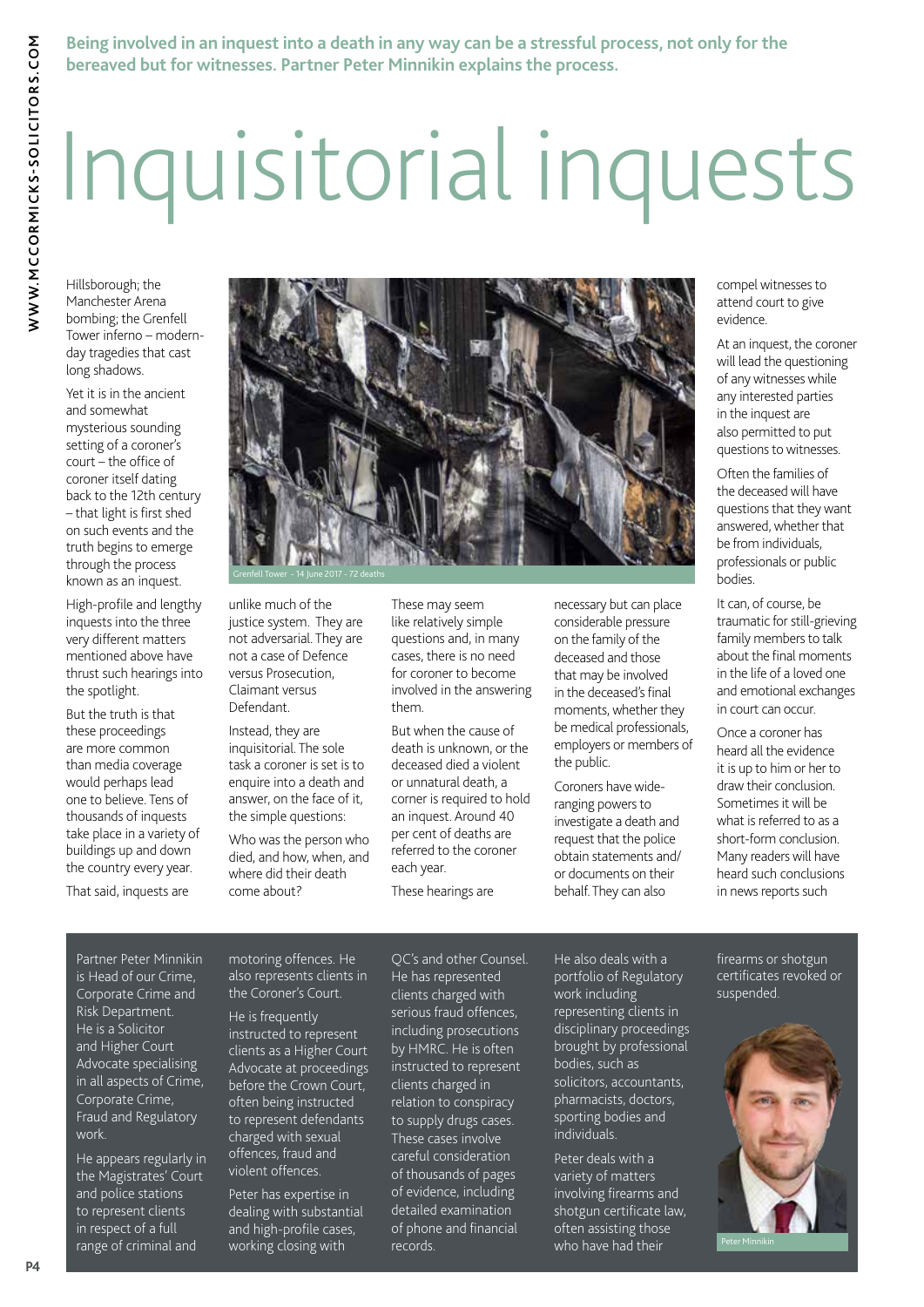**Being involved in an inquest into a death in any way can be a stressful process, not only for the bereaved but for witnesses. Partner Peter Minnikin explains the process.**

# Inquisitorial inquests

Hillsborough; the Manchester Arena bombing; the Grenfell Tower inferno – modern-day tragedies that cast long shadows.

Yet it is in the ancient and somewhat mysterious sounding setting of a coroner's court – the office of coroner itself dating back to the 12th century – that light is first shed on such events and the truth begins to emerge through the process known as an inquest.

High-profile and lengthy inquests into the three very different matters mentioned above have thrust such hearings into the spotlight.

But the truth is that these proceedings are more common than media coverage would perhaps lead one to believe. Tens of thousands of inquests take place in a variety of buildings up and down the country every year.

Grenfell Tower - 14 June 2017 - 72 deaths

That said, inquests are unlike much of the justice system. They are not adversarial. They are not a case of Defence versus Prosecution, Claimant versus Defendant.

Instead, they are inquisitorial. The sole task a coroner is set is to enquire into a death and answer, on the face of it, the simple questions:

Who was the person who died, and how, when, and where did their death come about?

These may seem like relatively simple questions and, in many cases, there is no need for coroner to become involved in the answering them.

But when the cause of death is unknown, or the deceased died a violent or unnatural death, a corner is required to hold an inquest. Around 40 per cent of deaths are referred to the coroner each year.

These hearings are necessary but can place considerable pressure on the family of the deceased and those that may be involved in the deceased's final moments, whether they be medical professionals, employers or members of the public.

Coroners have wide-ranging powers to investigate a death and request that the police obtain statements and/or documents on their behalf. They can also compel witnesses to attend court to give evidence.

At an inquest, the coroner will lead the questioning of any witnesses while any interested parties in the inquest are also permitted to put questions to witnesses.

Often the families of the deceased will have questions that they want answered, whether that be from individuals, professionals or public bodies.

It can, of course, be traumatic for still-grieving family members to talk about the final moments in the life of a loved one and emotional exchanges in court can occur.

Once a coroner has heard all the evidence it is up to him or her to draw their conclusion. Sometimes it will be what is referred to as a short-form conclusion. Many readers will have heard such conclusions in news reports such

Partner Peter Minnikin is Head of our Crime, Corporate Crime and Risk Department. He is a Solicitor and Higher Court Advocate specialising in all aspects of Crime, Corporate Crime, Fraud and Regulatory work.

He appears regularly in the Magistrates' Court and police stations to represent clients in respect of a full range of criminal and motoring offences. He also represents clients in the Coroner's Court.

He is frequently instructed to represent clients as a Higher Court Advocate at proceedings before the Crown Court, often being instructed to represent defendants charged with sexual offences, fraud and violent offences.

Peter has expertise in dealing with substantial and high-profile cases, working closing with QC's and other Counsel. He has represented clients charged with serious fraud offences, including prosecutions by HMRC. He is often instructed to represent clients charged in relation to conspiracy to supply drugs cases. These cases involve careful consideration of thousands of pages of evidence, including detailed examination of phone and financial records.

He also deals with a portfolio of Regulatory work including representing clients in disciplinary proceedings brought by professional bodies, such as solicitors, accountants, pharmacists, doctors, sporting bodies and individuals.

Peter deals with a variety of matters involving firearms and shotgun certificate law, often assisting those who have had their firearms or shotgun certificates revoked or suspended.

Peter Minnikin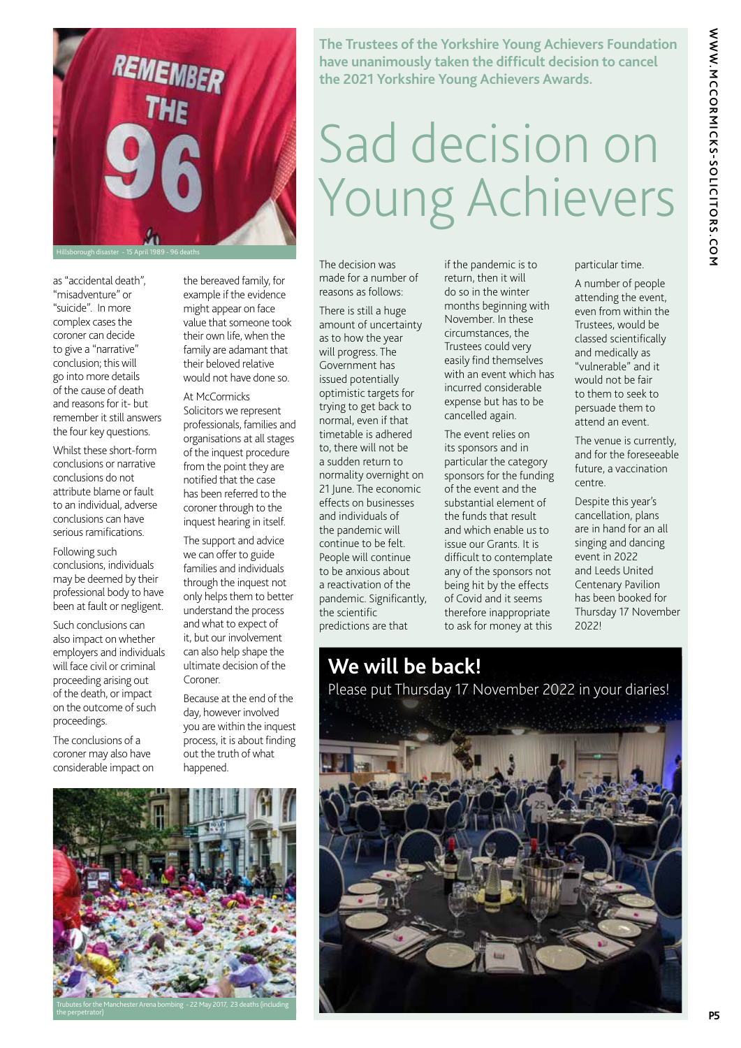Hillsborough disaster - 15 April 1989 - 96 deaths

as "accidental death", "misadventure" or "suicide". In more complex cases the coroner can decide to give a "narrative" conclusion; this will go into more details of the cause of death and reasons for it- but remember it still answers the four key questions.

Whilst these short-form conclusions or narrative conclusions do not attribute blame or fault to an individual, adverse conclusions can have serious ramifications.

Following such conclusions, individuals may be deemed by their professional body to have been at fault or negligent.

Such conclusions can also impact on whether employers and individuals will face civil or criminal proceeding arising out of the death, or impact on the outcome of such proceedings.

The conclusions of a coroner may also have considerable impact on the bereaved family, for example if the evidence might appear on face value that someone took their own life, when the family are adamant that their beloved relative would not have done so.

At McCormicks Solicitors we represent professionals, families and organisations at all stages of the inquest procedure from the point they are notified that the case has been referred to the coroner through to the inquest hearing in itself.

The support and advice we can offer to guide families and individuals through the inquest not only helps them to better understand the process and what to expect of it, but our involvement can also help shape the ultimate decision of the Coroner.

Because at the end of the day, however involved you are within the inquest process, it is about finding out the truth of what happened.

Trubutes for the Manchester Arena bombing - 22 May 2017, 23 deaths (including the perpetrator)

**The Trustees of the Yorkshire Young Achievers Foundation have unanimously taken the difficult decision to cancel the 2021 Yorkshire Young Achievers Awards.**

# Sad decision on Young Achievers

The decision was made for a number of reasons as follows:

There is still a huge amount of uncertainty as to how the year will progress. The Government has issued potentially optimistic targets for trying to get back to normal, even if that timetable is adhered to, there will not be a sudden return to normality overnight on 21 June. The economic effects on businesses and individuals of the pandemic will continue to be felt. People will continue to be anxious about a reactivation of the pandemic. Significantly, the scientific predictions are that if the pandemic is to return, then it will do so in the winter months beginning with November. In these circumstances, the Trustees could very easily find themselves with an event which has incurred considerable expense but has to be cancelled again.

The event relies on its sponsors and in particular the category sponsors for the funding of the event and the substantial element of the funds that result and which enable us to issue our Grants. It is difficult to contemplate any of the sponsors not being hit by the effects of Covid and it seems therefore inappropriate to ask for money at this particular time.

A number of people attending the event, even from within the Trustees, would be classed scientifically and medically as "vulnerable" and it would not be fair to them to seek to persuade them to attend an event.

The venue is currently, and for the foreseeable future, a vaccination centre.

Despite this year's cancellation, plans are in hand for an all singing and dancing event in 2022 and Leeds United Centenary Pavilion has been booked for Thursday 17 November 2022!

## We will be back!

Please put Thursday 17 November 2022 in your diaries!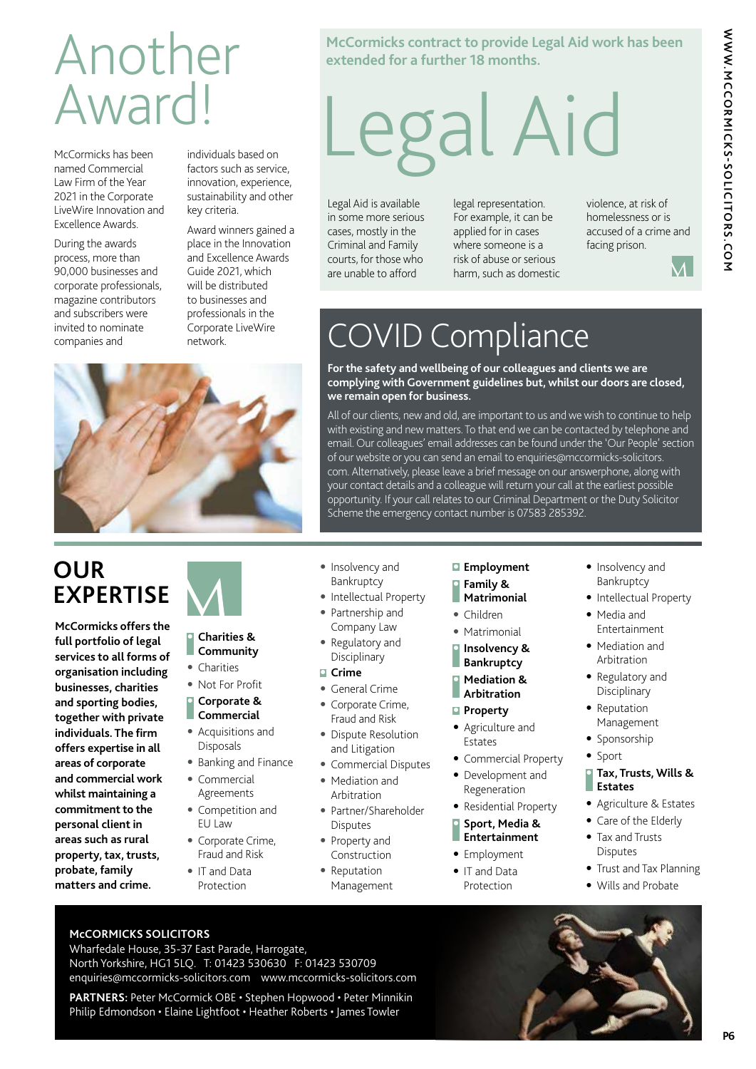# Another Award!

McCormicks has been named Commercial Law Firm of the Year 2021 in the Corporate LiveWire Innovation and Excellence Awards.

During the awards process, more than 90,000 businesses and corporate professionals, magazine contributors and subscribers were invited to nominate companies and individuals based on factors such as service, innovation, experience, sustainability and other key criteria.

Award winners gained a place in the Innovation and Excellence Awards Guide 2021, which will be distributed to businesses and professionals in the Corporate LiveWire network.

**McCormicks contract to provide Legal Aid work has been extended for a further 18 months.**

# Legal Aid

Legal Aid is available in some more serious cases, mostly in the Criminal and Family courts, for those who are unable to afford legal representation. For example, it can be applied for in cases where someone is a risk of abuse or serious harm, such as domestic violence, at risk of homelessness or is accused of a crime and facing prison.

# COVID Compliance

**For the safety and wellbeing of our colleagues and clients we are complying with Government guidelines but, whilst our doors are closed, we remain open for business.**

All of our clients, new and old, are important to us and we wish to continue to help with existing and new matters. To that end we can be contacted by telephone and email. Our colleagues' email addresses can be found under the 'Our People' section of our website or you can send an email to enquiries@mccormicks-solicitors.com. Alternatively, please leave a brief message on our answerphone, along with your contact details and a colleague will return your call at the earliest possible opportunity. If your call relates to our Criminal Department or the Duty Solicitor Scheme the emergency contact number is 07583 285392.

# OUR EXPERTISE

**McCormicks offers the full portfolio of legal services to all forms of organisation including businesses, charities and sporting bodies, together with private individuals. The firm offers expertise in all areas of corporate and commercial work whilst maintaining a commitment to the personal client in areas such as rural property, tax, trusts, probate, family matters and crime.**

**Charities & Community**
- Charities
- Not For Profit

**Corporate & Commercial**
- Acquisitions and Disposals
- Banking and Finance
- Commercial Agreements
- Competition and EU Law
- Corporate Crime, Fraud and Risk
- IT and Data Protection
- Insolvency and Bankruptcy
- Intellectual Property
- Partnership and Company Law
- Regulatory and Disciplinary

**Crime**
- General Crime
- Corporate Crime, Fraud and Risk
- Dispute Resolution and Litigation
- Commercial Disputes
- Mediation and Arbitration
- Partner/Shareholder Disputes
- Property and Construction
- Reputation Management

**Employment**

**Family & Matrimonial**
- Children
- Matrimonial

**Insolvency & Bankruptcy**

**Mediation & Arbitration**

**Property**
- Agriculture and Estates
- Commercial Property
- Development and Regeneration
- Residential Property

**Sport, Media & Entertainment**
- Employment
- IT and Data Protection
- Insolvency and Bankruptcy
- Intellectual Property
- Media and Entertainment
- Mediation and Arbitration
- Regulatory and Disciplinary
- Reputation Management
- Sponsorship
- Sport

**Tax, Trusts, Wills & Estates**
- Agriculture & Estates
- Care of the Elderly
- Tax and Trusts Disputes
- Trust and Tax Planning
- Wills and Probate

**McCORMICKS SOLICITORS**
Wharfedale House, 35-37 East Parade, Harrogate,
North Yorkshire, HG1 5LQ. T: 01423 530630 F: 01423 530709
enquiries@mccormicks-solicitors.com www.mccormicks-solicitors.com

**PARTNERS:** Peter McCormick OBE • Stephen Hopwood • Peter Minnikin
Philip Edmondson • Elaine Lightfoot • Heather Roberts • James Towler